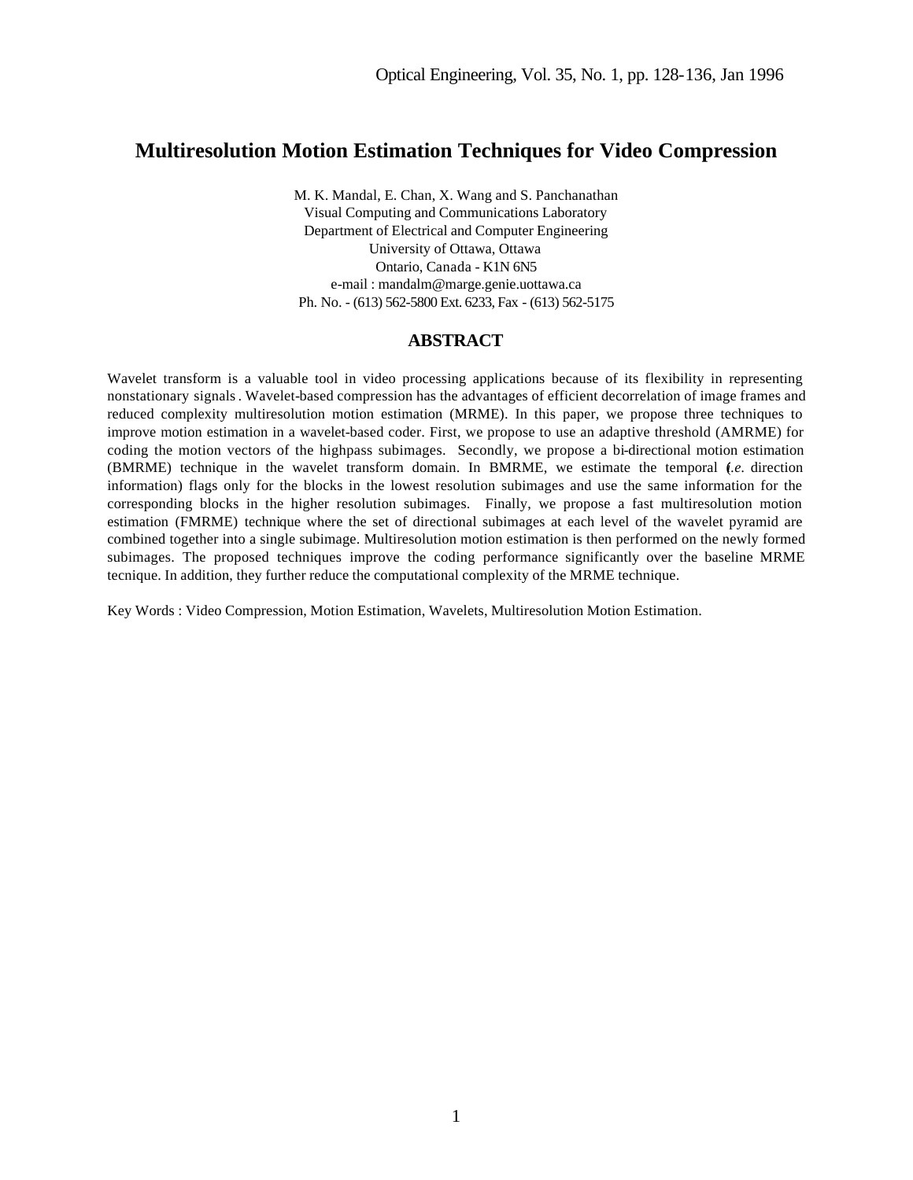Optical Engineering, Vol. 35, No. 1, pp. 128-136, Jan 1996

# Multiresolution Motion Estimation Techniques for Video Compression

M. K. Mandal, E. Chan, X. Wang and S. Panchanathan
Visual Computing and Communications Laboratory
Department of Electrical and Computer Engineering
University of Ottawa, Ottawa
Ontario, Canada - K1N 6N5
e-mail : mandalm@marge.genie.uottawa.ca
Ph. No. - (613) 562-5800 Ext. 6233, Fax - (613) 562-5175

## ABSTRACT

Wavelet transform is a valuable tool in video processing applications because of its flexibility in representing nonstationary signals. Wavelet-based compression has the advantages of efficient decorrelation of image frames and reduced complexity multiresolution motion estimation (MRME). In this paper, we propose three techniques to improve motion estimation in a wavelet-based coder. First, we propose to use an adaptive threshold (AMRME) for coding the motion vectors of the highpass subimages. Secondly, we propose a bi-directional motion estimation (BMRME) technique in the wavelet transform domain. In BMRME, we estimate the temporal (*i.e.* direction information) flags only for the blocks in the lowest resolution subimages and use the same information for the corresponding blocks in the higher resolution subimages. Finally, we propose a fast multiresolution motion estimation (FMRME) technique where the set of directional subimages at each level of the wavelet pyramid are combined together into a single subimage. Multiresolution motion estimation is then performed on the newly formed subimages. The proposed techniques improve the coding performance significantly over the baseline MRME tecnique. In addition, they further reduce the computational complexity of the MRME technique.

Key Words : Video Compression, Motion Estimation, Wavelets, Multiresolution Motion Estimation.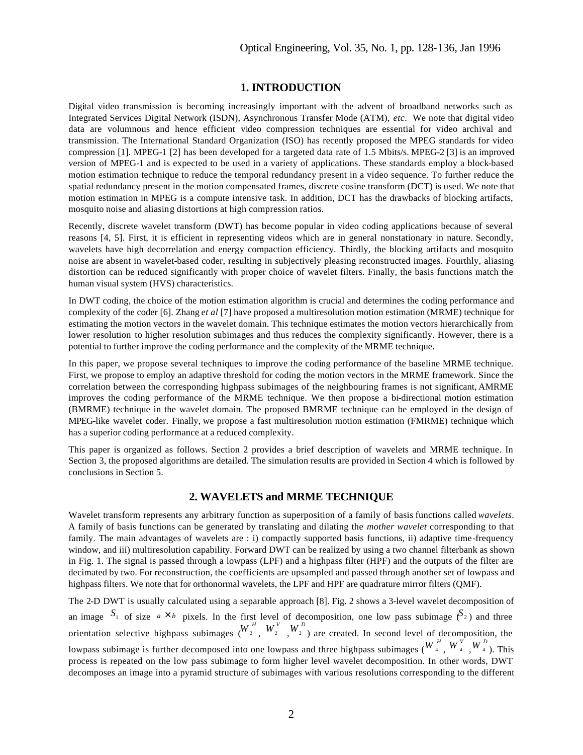## 1. INTRODUCTION

Digital video transmission is becoming increasingly important with the advent of broadband networks such as Integrated Services Digital Network (ISDN), Asynchronous Transfer Mode (ATM), *etc*. We note that digital video data are voluminous and hence efficient video compression techniques are essential for video archival and transmission. The International Standard Organization (ISO) has recently proposed the MPEG standards for video compression [1]. MPEG-1 [2] has been developed for a targeted data rate of 1.5 Mbits/s. MPEG-2 [3] is an improved version of MPEG-1 and is expected to be used in a variety of applications. These standards employ a block-based motion estimation technique to reduce the temporal redundancy present in a video sequence. To further reduce the spatial redundancy present in the motion compensated frames, discrete cosine transform (DCT) is used. We note that motion estimation in MPEG is a compute intensive task. In addition, DCT has the drawbacks of blocking artifacts, mosquito noise and aliasing distortions at high compression ratios.

Recently, discrete wavelet transform (DWT) has become popular in video coding applications because of several reasons [4, 5]. First, it is efficient in representing videos which are in general nonstationary in nature. Secondly, wavelets have high decorrelation and energy compaction efficiency. Thirdly, the blocking artifacts and mosquito noise are absent in wavelet-based coder, resulting in subjectively pleasing reconstructed images. Fourthly, aliasing distortion can be reduced significantly with proper choice of wavelet filters. Finally, the basis functions match the human visual system (HVS) characteristics.

In DWT coding, the choice of the motion estimation algorithm is crucial and determines the coding performance and complexity of the coder [6]. Zhang *et al* [7] have proposed a multiresolution motion estimation (MRME) technique for estimating the motion vectors in the wavelet domain. This technique estimates the motion vectors hierarchically from lower resolution to higher resolution subimages and thus reduces the complexity significantly. However, there is a potential to further improve the coding performance and the complexity of the MRME technique.

In this paper, we propose several techniques to improve the coding performance of the baseline MRME technique. First, we propose to employ an adaptive threshold for coding the motion vectors in the MRME framework. Since the correlation between the corresponding highpass subimages of the neighbouring frames is not significant, AMRME improves the coding performance of the MRME technique. We then propose a bi-directional motion estimation (BMRME) technique in the wavelet domain. The proposed BMRME technique can be employed in the design of MPEG-like wavelet coder. Finally, we propose a fast multiresolution motion estimation (FMRME) technique which has a superior coding performance at a reduced complexity.

This paper is organized as follows. Section 2 provides a brief description of wavelets and MRME technique. In Section 3, the proposed algorithms are detailed. The simulation results are provided in Section 4 which is followed by conclusions in Section 5.

## 2. WAVELETS and MRME TECHNIQUE

Wavelet transform represents any arbitrary function as superposition of a family of basis functions called *wavelets*. A family of basis functions can be generated by translating and dilating the *mother wavelet* corresponding to that family. The main advantages of wavelets are : i) compactly supported basis functions, ii) adaptive time-frequency window, and iii) multiresolution capability. Forward DWT can be realized by using a two channel filterbank as shown in Fig. 1. The signal is passed through a lowpass (LPF) and a highpass filter (HPF) and the outputs of the filter are decimated by two. For reconstruction, the coefficients are upsampled and passed through another set of lowpass and highpass filters. We note that for orthonormal wavelets, the LPF and HPF are quadrature mirror filters (QMF).

The 2-D DWT is usually calculated using a separable approach [8]. Fig. 2 shows a 3-level wavelet decomposition of an image $S_1$ of size $a \times b$ pixels. In the first level of decomposition, one low pass subimage ($S_2$) and three orientation selective highpass subimages ($W_2^H$, $W_2^V$, $W_2^D$) are created. In second level of decomposition, the lowpass subimage is further decomposed into one lowpass and three highpass subimages ($W_4^H$, $W_4^V$, $W_4^D$). This process is repeated on the low pass subimage to form higher level wavelet decomposition. In other words, DWT decomposes an image into a pyramid structure of subimages with various resolutions corresponding to the different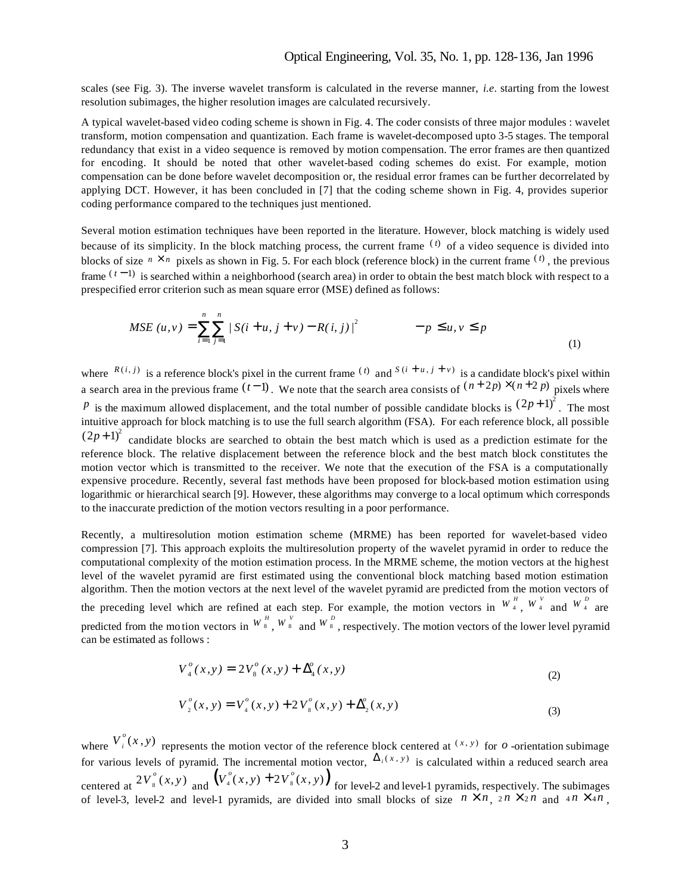scales (see Fig. 3). The inverse wavelet transform is calculated in the reverse manner, *i.e*. starting from the lowest resolution subimages, the higher resolution images are calculated recursively.

A typical wavelet-based video coding scheme is shown in Fig. 4. The coder consists of three major modules : wavelet transform, motion compensation and quantization. Each frame is wavelet-decomposed upto 3-5 stages. The temporal redundancy that exist in a video sequence is removed by motion compensation. The error frames are then quantized for encoding. It should be noted that other wavelet-based coding schemes do exist. For example, motion compensation can be done before wavelet decomposition or, the residual error frames can be further decorrelated by applying DCT. However, it has been concluded in [7] that the coding scheme shown in Fig. 4, provides superior coding performance compared to the techniques just mentioned.

Several motion estimation techniques have been reported in the literature. However, block matching is widely used because of its simplicity. In the block matching process, the current frame $(t)$ of a video sequence is divided into blocks of size $n \times n$ pixels as shown in Fig. 5. For each block (reference block) in the current frame $(t)$, the previous frame $(t-1)$ is searched within a neighborhood (search area) in order to obtain the best match block with respect to a prespecified error criterion such as mean square error (MSE) defined as follows:

$$MSE\,(u,v) = \sum_{i=1}^{n}\sum_{j=1}^{n} |\,S(i+u, j+v) - R(i,j)|^2 \qquad\qquad -p \le u,v \le p \tag{1}$$

where $R(i,j)$ is a reference block's pixel in the current frame $(t)$ and $S(i+u, j+v)$ is a candidate block's pixel within a search area in the previous frame $(t-1)$. We note that the search area consists of $(n+2p)\times(n+2p)$ pixels where $p$ is the maximum allowed displacement, and the total number of possible candidate blocks is $(2p+1)^2$. The most intuitive approach for block matching is to use the full search algorithm (FSA). For each reference block, all possible $(2p+1)^2$ candidate blocks are searched to obtain the best match which is used as a prediction estimate for the reference block. The relative displacement between the reference block and the best match block constitutes the motion vector which is transmitted to the receiver. We note that the execution of the FSA is a computationally expensive procedure. Recently, several fast methods have been proposed for block-based motion estimation using logarithmic or hierarchical search [9]. However, these algorithms may converge to a local optimum which corresponds to the inaccurate prediction of the motion vectors resulting in a poor performance.

Recently, a multiresolution motion estimation scheme (MRME) has been reported for wavelet-based video compression [7]. This approach exploits the multiresolution property of the wavelet pyramid in order to reduce the computational complexity of the motion estimation process. In the MRME scheme, the motion vectors at the highest level of the wavelet pyramid are first estimated using the conventional block matching based motion estimation algorithm. Then the motion vectors at the next level of the wavelet pyramid are predicted from the motion vectors of the preceding level which are refined at each step. For example, the motion vectors in $W_4^H$, $W_4^V$ and $W_4^D$ are predicted from the motion vectors in $W_8^H$, $W_8^V$ and $W_8^D$, respectively. The motion vectors of the lower level pyramid can be estimated as follows :

$$V_4^o(x,y) = 2V_8^o(x,y) + \Delta_4^o(x,y) \tag{2}$$

$$V_2^o(x,y) = V_4^o(x,y) + 2V_8^o(x,y) + \Delta_2^o(x,y) \tag{3}$$

where $V_i^o(x,y)$ represents the motion vector of the reference block centered at $(x,y)$ for $o$-orientation subimage for various levels of pyramid. The incremental motion vector, $\Delta_i(x,y)$ is calculated within a reduced search area centered at $2V_8^o(x,y)$ and $\left(V_4^o(x,y) + 2V_8^o(x,y)\right)$ for level-2 and level-1 pyramids, respectively. The subimages of level-3, level-2 and level-1 pyramids, are divided into small blocks of size $n \times n$, $2n \times 2n$ and $4n \times 4n$,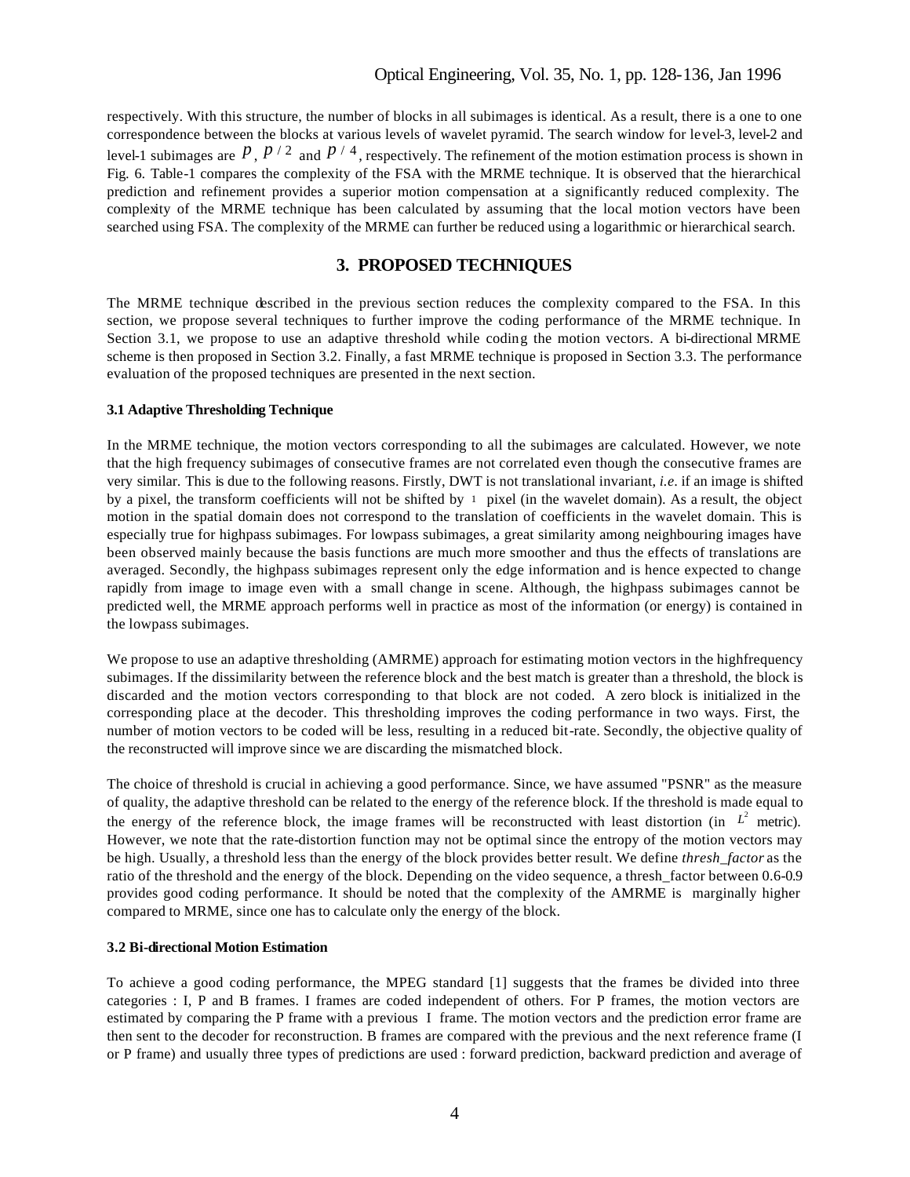respectively. With this structure, the number of blocks in all subimages is identical. As a result, there is a one to one correspondence between the blocks at various levels of wavelet pyramid. The search window for level-3, level-2 and level-1 subimages are $p$, $p/2$ and $p/4$, respectively. The refinement of the motion estimation process is shown in Fig. 6. Table-1 compares the complexity of the FSA with the MRME technique. It is observed that the hierarchical prediction and refinement provides a superior motion compensation at a significantly reduced complexity. The complexity of the MRME technique has been calculated by assuming that the local motion vectors have been searched using FSA. The complexity of the MRME can further be reduced using a logarithmic or hierarchical search.

## 3. PROPOSED TECHNIQUES

The MRME technique described in the previous section reduces the complexity compared to the FSA. In this section, we propose several techniques to further improve the coding performance of the MRME technique. In Section 3.1, we propose to use an adaptive threshold while coding the motion vectors. A bi-directional MRME scheme is then proposed in Section 3.2. Finally, a fast MRME technique is proposed in Section 3.3. The performance evaluation of the proposed techniques are presented in the next section.

### 3.1 Adaptive Thresholding Technique

In the MRME technique, the motion vectors corresponding to all the subimages are calculated. However, we note that the high frequency subimages of consecutive frames are not correlated even though the consecutive frames are very similar. This is due to the following reasons. Firstly, DWT is not translational invariant, *i.e.* if an image is shifted by a pixel, the transform coefficients will not be shifted by 1 pixel (in the wavelet domain). As a result, the object motion in the spatial domain does not correspond to the translation of coefficients in the wavelet domain. This is especially true for highpass subimages. For lowpass subimages, a great similarity among neighbouring images have been observed mainly because the basis functions are much more smoother and thus the effects of translations are averaged. Secondly, the highpass subimages represent only the edge information and is hence expected to change rapidly from image to image even with a small change in scene. Although, the highpass subimages cannot be predicted well, the MRME approach performs well in practice as most of the information (or energy) is contained in the lowpass subimages.

We propose to use an adaptive thresholding (AMRME) approach for estimating motion vectors in the highfrequency subimages. If the dissimilarity between the reference block and the best match is greater than a threshold, the block is discarded and the motion vectors corresponding to that block are not coded. A zero block is initialized in the corresponding place at the decoder. This thresholding improves the coding performance in two ways. First, the number of motion vectors to be coded will be less, resulting in a reduced bit-rate. Secondly, the objective quality of the reconstructed will improve since we are discarding the mismatched block.

The choice of threshold is crucial in achieving a good performance. Since, we have assumed "PSNR" as the measure of quality, the adaptive threshold can be related to the energy of the reference block. If the threshold is made equal to the energy of the reference block, the image frames will be reconstructed with least distortion (in $L^2$ metric). However, we note that the rate-distortion function may not be optimal since the entropy of the motion vectors may be high. Usually, a threshold less than the energy of the block provides better result. We define *thresh_factor* as the ratio of the threshold and the energy of the block. Depending on the video sequence, a thresh_factor between 0.6-0.9 provides good coding performance. It should be noted that the complexity of the AMRME is marginally higher compared to MRME, since one has to calculate only the energy of the block.

### 3.2 Bi-directional Motion Estimation

To achieve a good coding performance, the MPEG standard [1] suggests that the frames be divided into three categories : I, P and B frames. I frames are coded independent of others. For P frames, the motion vectors are estimated by comparing the P frame with a previous I frame. The motion vectors and the prediction error frame are then sent to the decoder for reconstruction. B frames are compared with the previous and the next reference frame (I or P frame) and usually three types of predictions are used : forward prediction, backward prediction and average of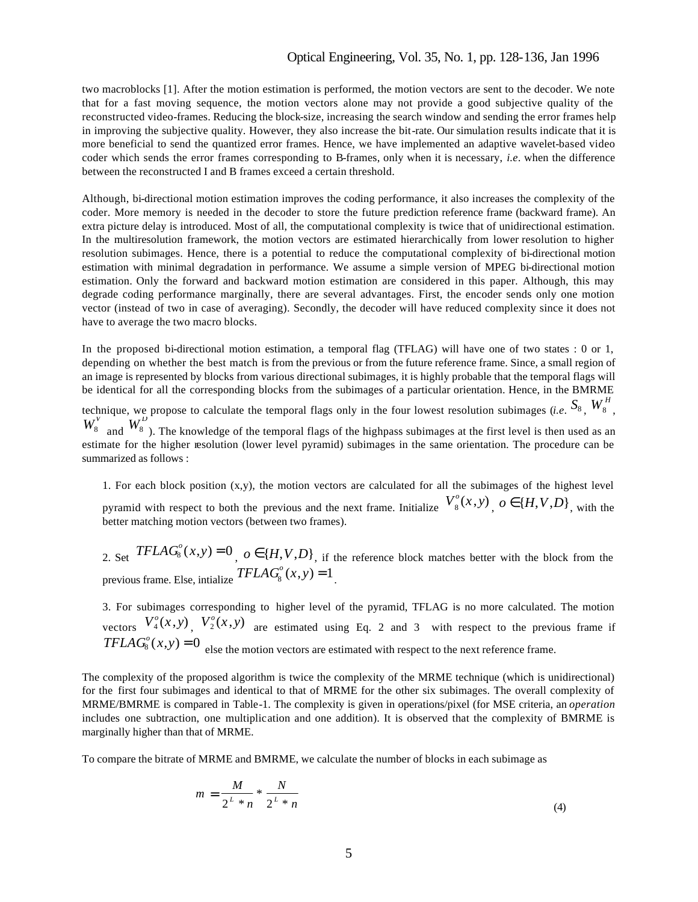two macroblocks [1]. After the motion estimation is performed, the motion vectors are sent to the decoder. We note that for a fast moving sequence, the motion vectors alone may not provide a good subjective quality of the reconstructed video-frames. Reducing the block-size, increasing the search window and sending the error frames help in improving the subjective quality. However, they also increase the bit-rate. Our simulation results indicate that it is more beneficial to send the quantized error frames. Hence, we have implemented an adaptive wavelet-based video coder which sends the error frames corresponding to B-frames, only when it is necessary, *i.e.* when the difference between the reconstructed I and B frames exceed a certain threshold.

Although, bi-directional motion estimation improves the coding performance, it also increases the complexity of the coder. More memory is needed in the decoder to store the future prediction reference frame (backward frame). An extra picture delay is introduced. Most of all, the computational complexity is twice that of unidirectional estimation. In the multiresolution framework, the motion vectors are estimated hierarchically from lower resolution to higher resolution subimages. Hence, there is a potential to reduce the computational complexity of bi-directional motion estimation with minimal degradation in performance. We assume a simple version of MPEG bi-directional motion estimation. Only the forward and backward motion estimation are considered in this paper. Although, this may degrade coding performance marginally, there are several advantages. First, the encoder sends only one motion vector (instead of two in case of averaging). Secondly, the decoder will have reduced complexity since it does not have to average the two macro blocks.

In the proposed bi-directional motion estimation, a temporal flag (TFLAG) will have one of two states : 0 or 1, depending on whether the best match is from the previous or from the future reference frame. Since, a small region of an image is represented by blocks from various directional subimages, it is highly probable that the temporal flags will be identical for all the corresponding blocks from the subimages of a particular orientation. Hence, in the BMRME technique, we propose to calculate the temporal flags only in the four lowest resolution subimages (*i.e.* $S_8$, $W_8^H$, $W_8^V$ and $W_8^D$). The knowledge of the temporal flags of the highpass subimages at the first level is then used as an estimate for the higher resolution (lower level pyramid) subimages in the same orientation. The procedure can be summarized as follows :

1. For each block position (x,y), the motion vectors are calculated for all the subimages of the highest level pyramid with respect to both the previous and the next frame. Initialize $V_8^o(x,y)$, $o \in \{H,V,D\}$, with the better matching motion vectors (between two frames).

2. Set $TFLAG_8^o(x,y) = 0$, $o \in \{H,V,D\}$, if the reference block matches better with the block from the previous frame. Else, intialize $TFLAG_8^o(x,y) = 1$.

3. For subimages corresponding to higher level of the pyramid, TFLAG is no more calculated. The motion vectors $V_4^o(x,y)$, $V_2^o(x,y)$ are estimated using Eq. 2 and 3 with respect to the previous frame if $TFLAG_8^o(x,y) = 0$ else the motion vectors are estimated with respect to the next reference frame.

The complexity of the proposed algorithm is twice the complexity of the MRME technique (which is unidirectional) for the first four subimages and identical to that of MRME for the other six subimages. The overall complexity of MRME/BMRME is compared in Table-1. The complexity is given in operations/pixel (for MSE criteria, an *operation* includes one subtraction, one multiplication and one addition). It is observed that the complexity of BMRME is marginally higher than that of MRME.

To compare the bitrate of MRME and BMRME, we calculate the number of blocks in each subimage as

$$m = \frac{M}{2^L * n} * \frac{N}{2^L * n} \tag{4}$$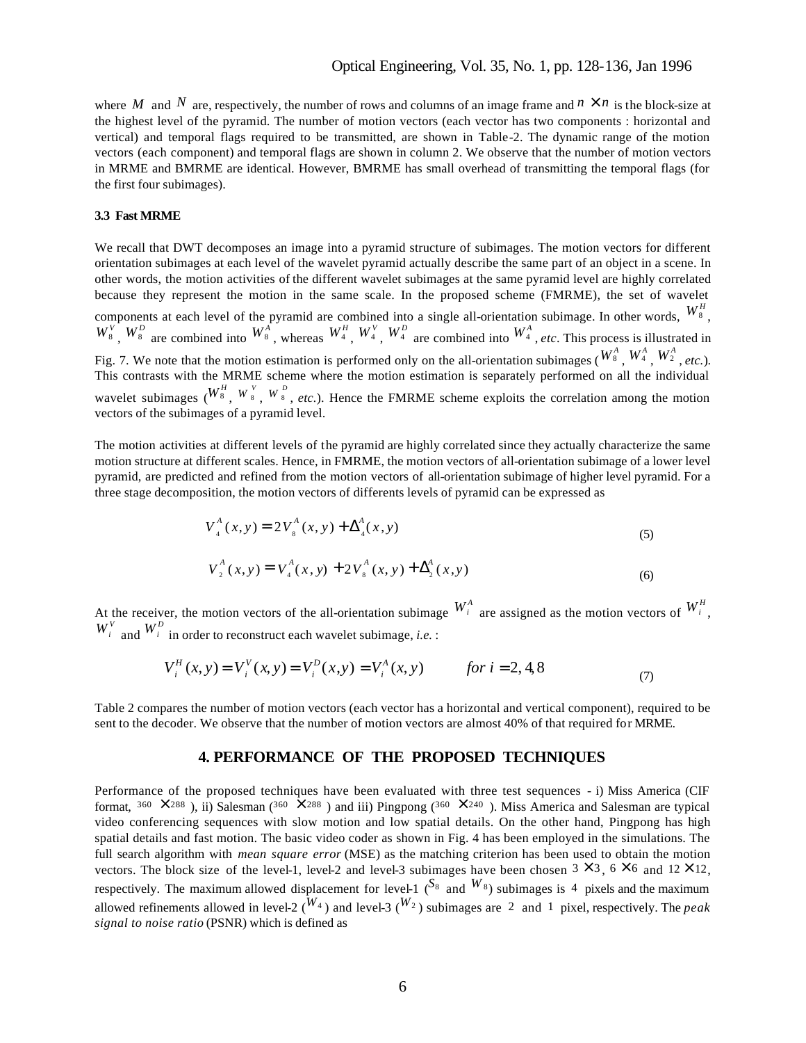where $M$ and $N$ are, respectively, the number of rows and columns of an image frame and $n \times n$ is the block-size at the highest level of the pyramid. The number of motion vectors (each vector has two components : horizontal and vertical) and temporal flags required to be transmitted, are shown in Table-2. The dynamic range of the motion vectors (each component) and temporal flags are shown in column 2. We observe that the number of motion vectors in MRME and BMRME are identical. However, BMRME has small overhead of transmitting the temporal flags (for the first four subimages).

### 3.3 Fast MRME

We recall that DWT decomposes an image into a pyramid structure of subimages. The motion vectors for different orientation subimages at each level of the wavelet pyramid actually describe the same part of an object in a scene. In other words, the motion activities of the different wavelet subimages at the same pyramid level are highly correlated because they represent the motion in the same scale. In the proposed scheme (FMRME), the set of wavelet components at each level of the pyramid are combined into a single all-orientation subimage. In other words, $W_8^H$, $W_8^V$, $W_8^D$ are combined into $W_8^A$, whereas $W_4^H$, $W_4^V$, $W_4^D$ are combined into $W_4^A$, *etc*. This process is illustrated in Fig. 7. We note that the motion estimation is performed only on the all-orientation subimages ($W_8^A$, $W_4^A$, $W_2^A$, *etc.*). This contrasts with the MRME scheme where the motion estimation is separately performed on all the individual wavelet subimages ($W_8^H$, $W_8^V$, $W_8^D$, *etc.*). Hence the FMRME scheme exploits the correlation among the motion vectors of the subimages of a pyramid level.

The motion activities at different levels of the pyramid are highly correlated since they actually characterize the same motion structure at different scales. Hence, in FMRME, the motion vectors of all-orientation subimage of a lower level pyramid, are predicted and refined from the motion vectors of all-orientation subimage of higher level pyramid. For a three stage decomposition, the motion vectors of differents levels of pyramid can be expressed as

$$V_4^A(x,y) = 2V_8^A(x,y) + \Delta_4^A(x,y) \tag{5}$$

$$V_2^A(x,y) = V_4^A(x,y) + 2V_8^A(x,y) + \Delta_2^A(x,y) \tag{6}$$

At the receiver, the motion vectors of the all-orientation subimage $W_i^A$ are assigned as the motion vectors of $W_i^H$, $W_i^V$ and $W_i^D$ in order to reconstruct each wavelet subimage, *i.e.* :

$$V_i^H(x,y) = V_i^V(x,y) = V_i^D(x,y) = V_i^A(x,y) \qquad for\ i = 2, 4, 8 \tag{7}$$

Table 2 compares the number of motion vectors (each vector has a horizontal and vertical component), required to be sent to the decoder. We observe that the number of motion vectors are almost 40% of that required for MRME.

## 4. PERFORMANCE OF THE PROPOSED TECHNIQUES

Performance of the proposed techniques have been evaluated with three test sequences - i) Miss America (CIF format, $360 \times 288$ ), ii) Salesman ($360 \times 288$ ) and iii) Pingpong ($360 \times 240$ ). Miss America and Salesman are typical video conferencing sequences with slow motion and low spatial details. On the other hand, Pingpong has high spatial details and fast motion. The basic video coder as shown in Fig. 4 has been employed in the simulations. The full search algorithm with *mean square error* (MSE) as the matching criterion has been used to obtain the motion vectors. The block size of the level-1, level-2 and level-3 subimages have been chosen $3 \times 3$, $6 \times 6$ and $12 \times 12$, respectively. The maximum allowed displacement for level-1 ($S_8$ and $W_8$) subimages is 4 pixels and the maximum allowed refinements allowed in level-2 ($W_4$) and level-3 ($W_2$) subimages are 2 and 1 pixel, respectively. The *peak signal to noise ratio* (PSNR) which is defined as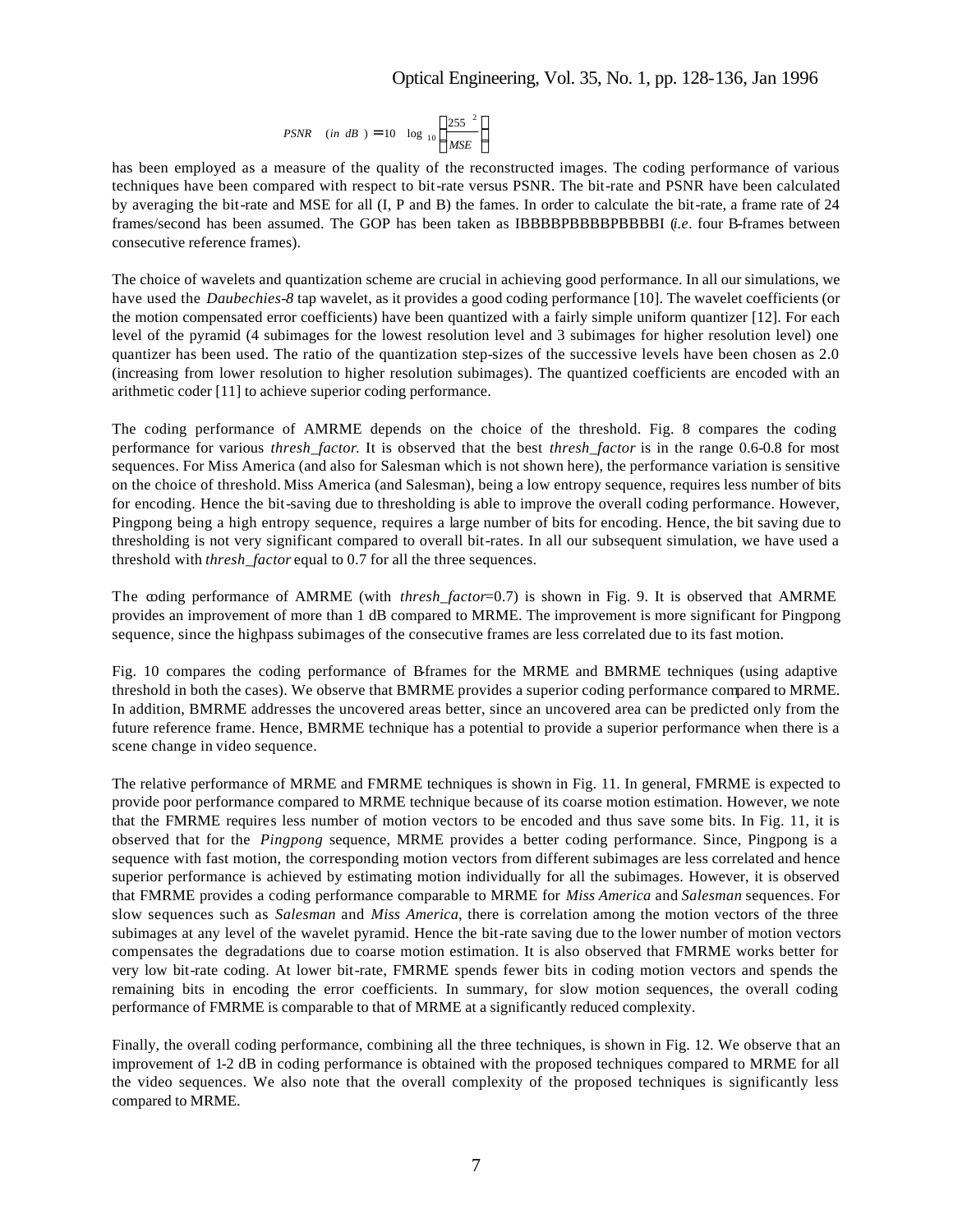$$PSNR \quad (in\ dB) = 10 \quad \log_{10}\left(\frac{255^2}{MSE}\right)$$

has been employed as a measure of the quality of the reconstructed images. The coding performance of various techniques have been compared with respect to bit-rate versus PSNR. The bit-rate and PSNR have been calculated by averaging the bit-rate and MSE for all (I, P and B) the fames. In order to calculate the bit-rate, a frame rate of 24 frames/second has been assumed. The GOP has been taken as IBBBBPBBBBPBBBBI (*i.e.* four B-frames between consecutive reference frames).

The choice of wavelets and quantization scheme are crucial in achieving good performance. In all our simulations, we have used the *Daubechies-8* tap wavelet, as it provides a good coding performance [10]. The wavelet coefficients (or the motion compensated error coefficients) have been quantized with a fairly simple uniform quantizer [12]. For each level of the pyramid (4 subimages for the lowest resolution level and 3 subimages for higher resolution level) one quantizer has been used. The ratio of the quantization step-sizes of the successive levels have been chosen as 2.0 (increasing from lower resolution to higher resolution subimages). The quantized coefficients are encoded with an arithmetic coder [11] to achieve superior coding performance.

The coding performance of AMRME depends on the choice of the threshold. Fig. 8 compares the coding performance for various *thresh_factor*. It is observed that the best *thresh_factor* is in the range 0.6-0.8 for most sequences. For Miss America (and also for Salesman which is not shown here), the performance variation is sensitive on the choice of threshold. Miss America (and Salesman), being a low entropy sequence, requires less number of bits for encoding. Hence the bit-saving due to thresholding is able to improve the overall coding performance. However, Pingpong being a high entropy sequence, requires a large number of bits for encoding. Hence, the bit saving due to thresholding is not very significant compared to overall bit-rates. In all our subsequent simulation, we have used a threshold with *thresh_factor* equal to 0.7 for all the three sequences.

The coding performance of AMRME (with *thresh_factor*=0.7) is shown in Fig. 9. It is observed that AMRME provides an improvement of more than 1 dB compared to MRME. The improvement is more significant for Pingpong sequence, since the highpass subimages of the consecutive frames are less correlated due to its fast motion.

Fig. 10 compares the coding performance of B-frames for the MRME and BMRME techniques (using adaptive threshold in both the cases). We observe that BMRME provides a superior coding performance compared to MRME. In addition, BMRME addresses the uncovered areas better, since an uncovered area can be predicted only from the future reference frame. Hence, BMRME technique has a potential to provide a superior performance when there is a scene change in video sequence.

The relative performance of MRME and FMRME techniques is shown in Fig. 11. In general, FMRME is expected to provide poor performance compared to MRME technique because of its coarse motion estimation. However, we note that the FMRME requires less number of motion vectors to be encoded and thus save some bits. In Fig. 11, it is observed that for the *Pingpong* sequence, MRME provides a better coding performance. Since, Pingpong is a sequence with fast motion, the corresponding motion vectors from different subimages are less correlated and hence superior performance is achieved by estimating motion individually for all the subimages. However, it is observed that FMRME provides a coding performance comparable to MRME for *Miss America* and *Salesman* sequences. For slow sequences such as *Salesman* and *Miss America*, there is correlation among the motion vectors of the three subimages at any level of the wavelet pyramid. Hence the bit-rate saving due to the lower number of motion vectors compensates the degradations due to coarse motion estimation. It is also observed that FMRME works better for very low bit-rate coding. At lower bit-rate, FMRME spends fewer bits in coding motion vectors and spends the remaining bits in encoding the error coefficients. In summary, for slow motion sequences, the overall coding performance of FMRME is comparable to that of MRME at a significantly reduced complexity.

Finally, the overall coding performance, combining all the three techniques, is shown in Fig. 12. We observe that an improvement of 1-2 dB in coding performance is obtained with the proposed techniques compared to MRME for all the video sequences. We also note that the overall complexity of the proposed techniques is significantly less compared to MRME.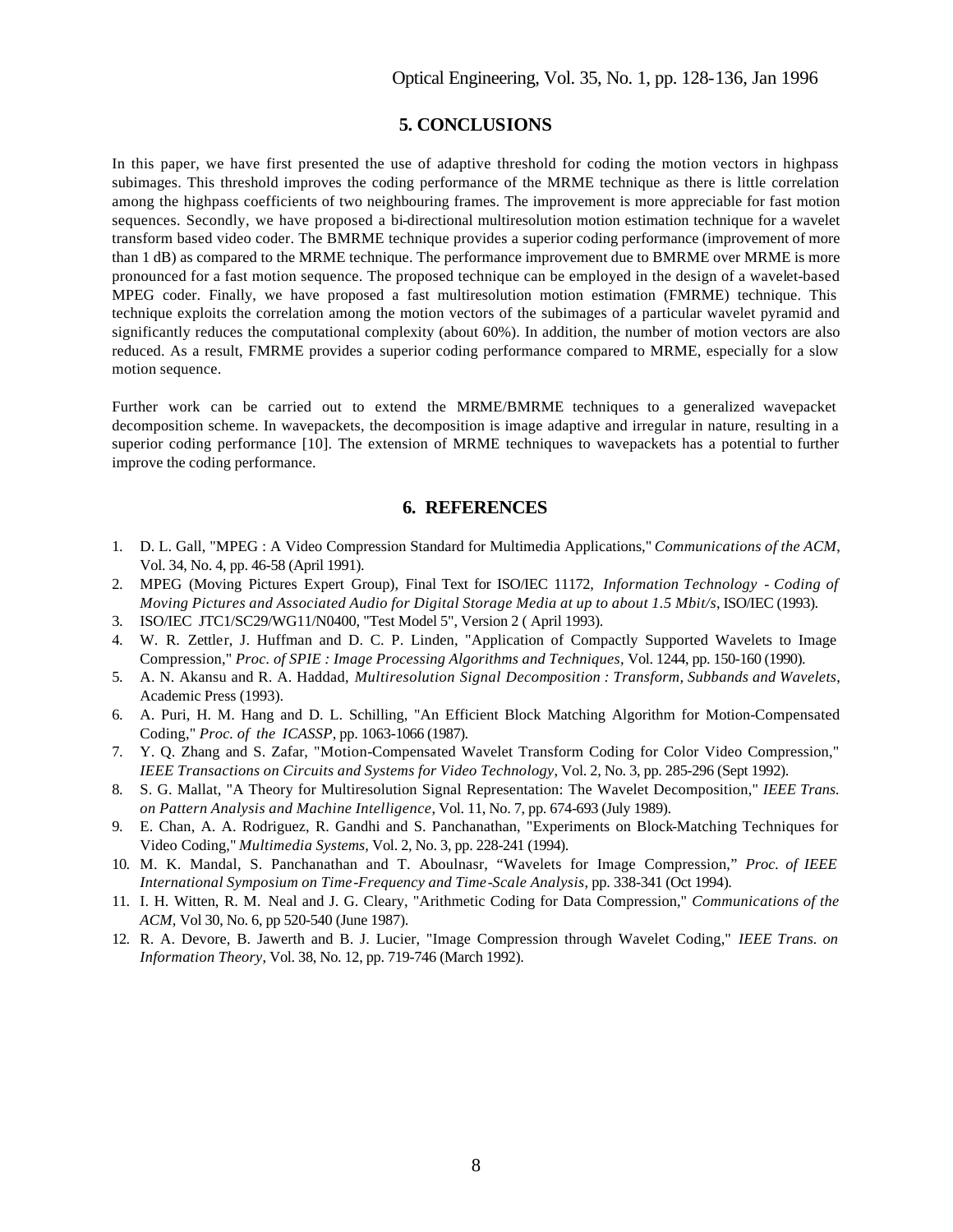## 5. CONCLUSIONS

In this paper, we have first presented the use of adaptive threshold for coding the motion vectors in highpass subimages. This threshold improves the coding performance of the MRME technique as there is little correlation among the highpass coefficients of two neighbouring frames. The improvement is more appreciable for fast motion sequences. Secondly, we have proposed a bi-directional multiresolution motion estimation technique for a wavelet transform based video coder. The BMRME technique provides a superior coding performance (improvement of more than 1 dB) as compared to the MRME technique. The performance improvement due to BMRME over MRME is more pronounced for a fast motion sequence. The proposed technique can be employed in the design of a wavelet-based MPEG coder. Finally, we have proposed a fast multiresolution motion estimation (FMRME) technique. This technique exploits the correlation among the motion vectors of the subimages of a particular wavelet pyramid and significantly reduces the computational complexity (about 60%). In addition, the number of motion vectors are also reduced. As a result, FMRME provides a superior coding performance compared to MRME, especially for a slow motion sequence.

Further work can be carried out to extend the MRME/BMRME techniques to a generalized wavepacket decomposition scheme. In wavepackets, the decomposition is image adaptive and irregular in nature, resulting in a superior coding performance [10]. The extension of MRME techniques to wavepackets has a potential to further improve the coding performance.

## 6. REFERENCES

1. D. L. Gall, "MPEG : A Video Compression Standard for Multimedia Applications," *Communications of the ACM*, Vol. 34, No. 4, pp. 46-58 (April 1991).
2. MPEG (Moving Pictures Expert Group), Final Text for ISO/IEC 11172, *Information Technology - Coding of Moving Pictures and Associated Audio for Digital Storage Media at up to about 1.5 Mbit/s*, ISO/IEC (1993).
3. ISO/IEC JTC1/SC29/WG11/N0400, "Test Model 5", Version 2 ( April 1993).
4. W. R. Zettler, J. Huffman and D. C. P. Linden, "Application of Compactly Supported Wavelets to Image Compression," *Proc. of SPIE : Image Processing Algorithms and Techniques*, Vol. 1244, pp. 150-160 (1990).
5. A. N. Akansu and R. A. Haddad, *Multiresolution Signal Decomposition : Transform, Subbands and Wavelets*, Academic Press (1993).
6. A. Puri, H. M. Hang and D. L. Schilling, "An Efficient Block Matching Algorithm for Motion-Compensated Coding," *Proc. of the ICASSP*, pp. 1063-1066 (1987).
7. Y. Q. Zhang and S. Zafar, "Motion-Compensated Wavelet Transform Coding for Color Video Compression," *IEEE Transactions on Circuits and Systems for Video Technology*, Vol. 2, No. 3, pp. 285-296 (Sept 1992).
8. S. G. Mallat, "A Theory for Multiresolution Signal Representation: The Wavelet Decomposition," *IEEE Trans. on Pattern Analysis and Machine Intelligence*, Vol. 11, No. 7, pp. 674-693 (July 1989).
9. E. Chan, A. A. Rodriguez, R. Gandhi and S. Panchanathan, "Experiments on Block-Matching Techniques for Video Coding," *Multimedia Systems*, Vol. 2, No. 3, pp. 228-241 (1994).
10. M. K. Mandal, S. Panchanathan and T. Aboulnasr, "Wavelets for Image Compression," *Proc. of IEEE International Symposium on Time-Frequency and Time-Scale Analysis*, pp. 338-341 (Oct 1994).
11. I. H. Witten, R. M. Neal and J. G. Cleary, "Arithmetic Coding for Data Compression," *Communications of the ACM*, Vol 30, No. 6, pp 520-540 (June 1987).
12. R. A. Devore, B. Jawerth and B. J. Lucier, "Image Compression through Wavelet Coding," *IEEE Trans. on Information Theory*, Vol. 38, No. 12, pp. 719-746 (March 1992).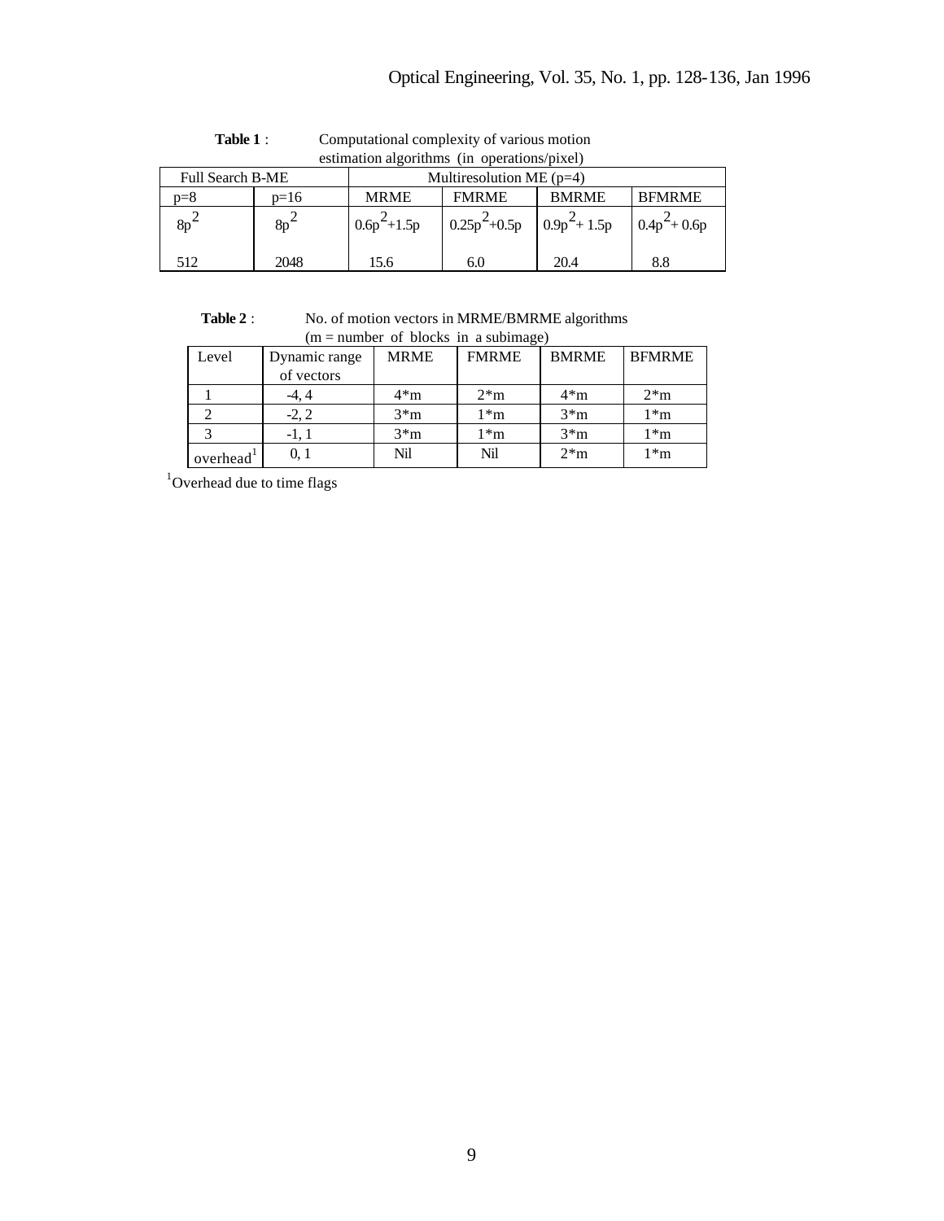**Table 1** : Computational complexity of various motion estimation algorithms (in operations/pixel)

| Full Search B-ME | | Multiresolution ME (p=4) | | | |
|---|---|---|---|---|---|
| p=8 | p=16 | MRME | FMRME | BMRME | BFMRME |
| $8p^2$ | $8p^2$ | $0.6p^2+1.5p$ | $0.25p^2+0.5p$ | $0.9p^2+1.5p$ | $0.4p^2+0.6p$ |
| 512 | 2048 | 15.6 | 6.0 | 20.4 | 8.8 |

**Table 2** : No. of motion vectors in MRME/BMRME algorithms (m = number of blocks in a subimage)

| Level | Dynamic range of vectors | MRME | FMRME | BMRME | BFMRME |
|---|---|---|---|---|---|
| 1 | -4, 4 | 4*m | 2*m | 4*m | 2*m |
| 2 | -2, 2 | 3*m | 1*m | 3*m | 1*m |
| 3 | -1, 1 | 3*m | 1*m | 3*m | 1*m |
| overhead[1] | 0, 1 | Nil | Nil | 2*m | 1*m |

[1]Overhead due to time flags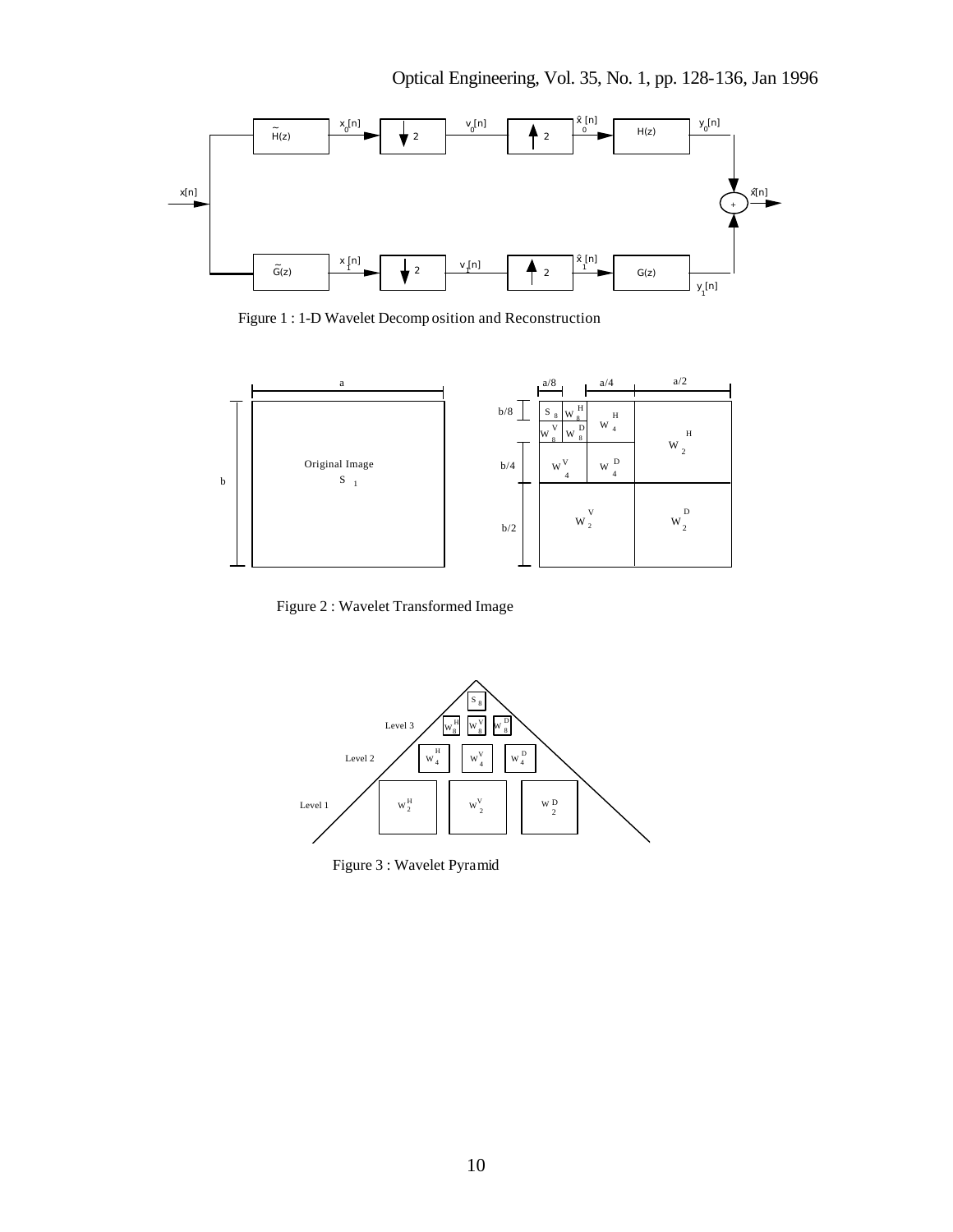Figure 1 : 1-D Wavelet Decomposition and Reconstruction

Figure 2 : Wavelet Transformed Image

Figure 3 : Wavelet Pyramid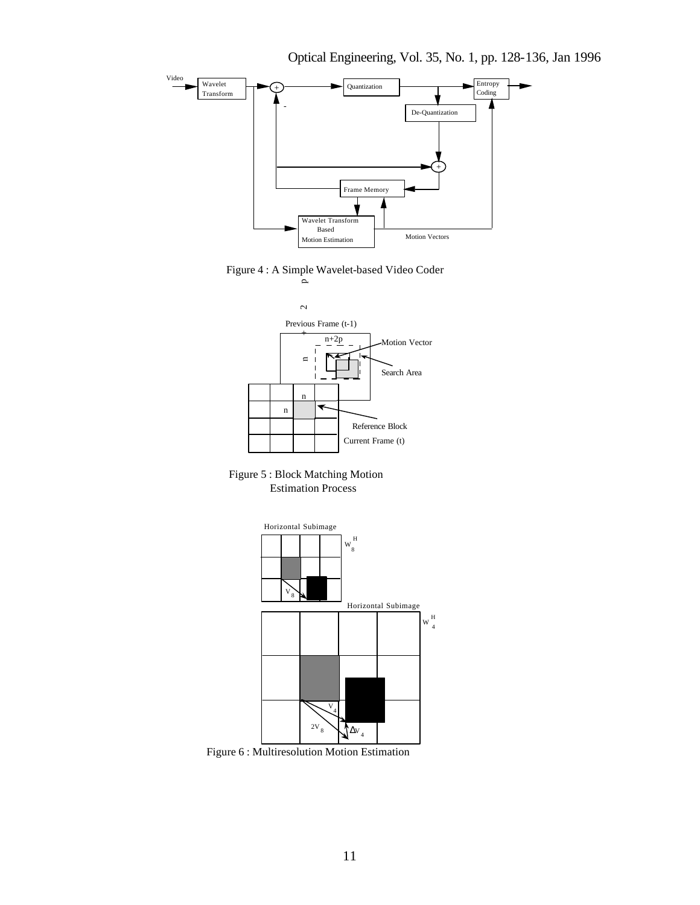Figure 4 : A Simple Wavelet-based Video Coder

Figure 5 : Block Matching Motion Estimation Process

Figure 6 : Multiresolution Motion Estimation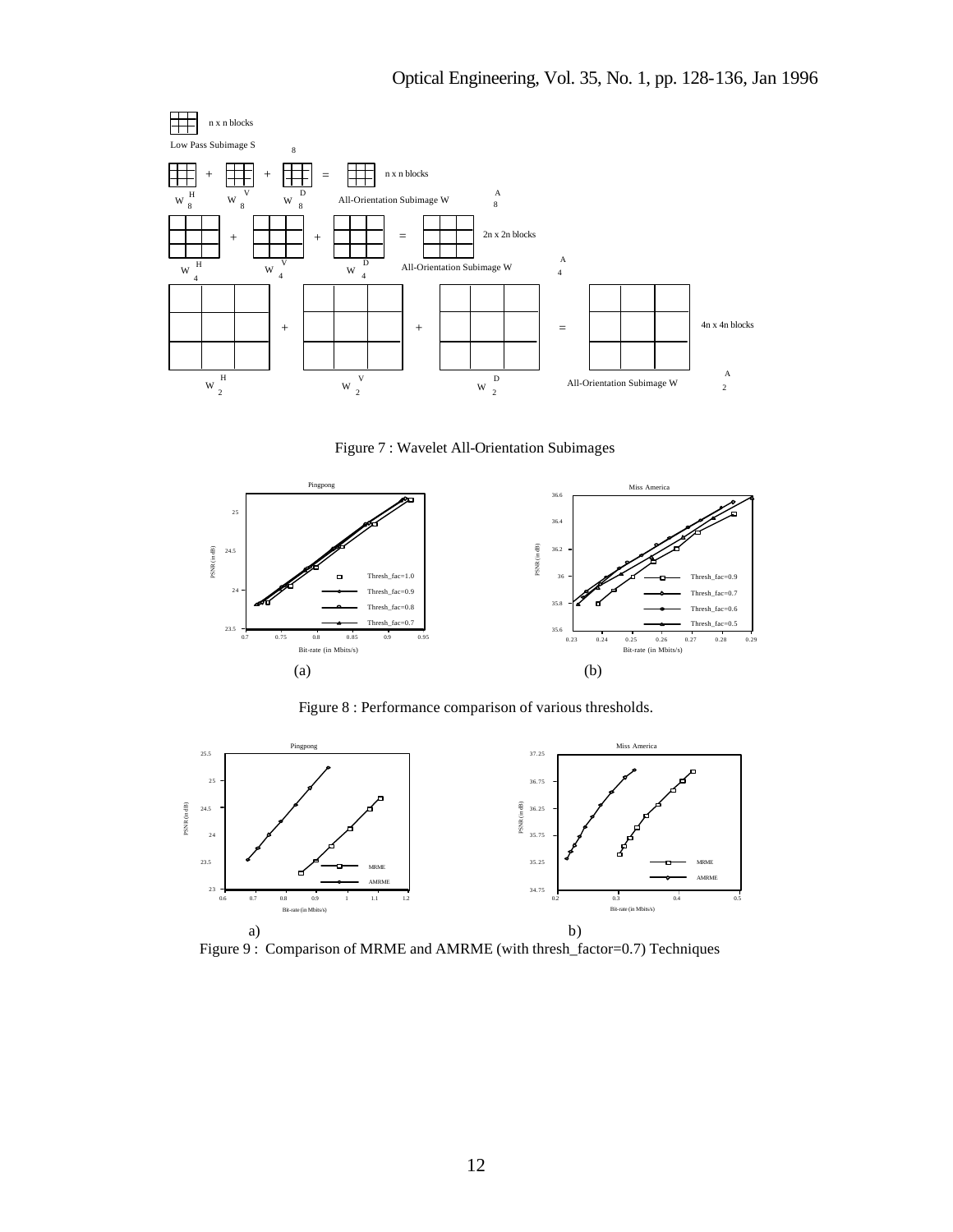Figure 7 : Wavelet All-Orientation Subimages

(a) (b)

Figure 8 : Performance comparison of various thresholds.

a) b)

Figure 9 : Comparison of MRME and AMRME (with thresh_factor=0.7) Techniques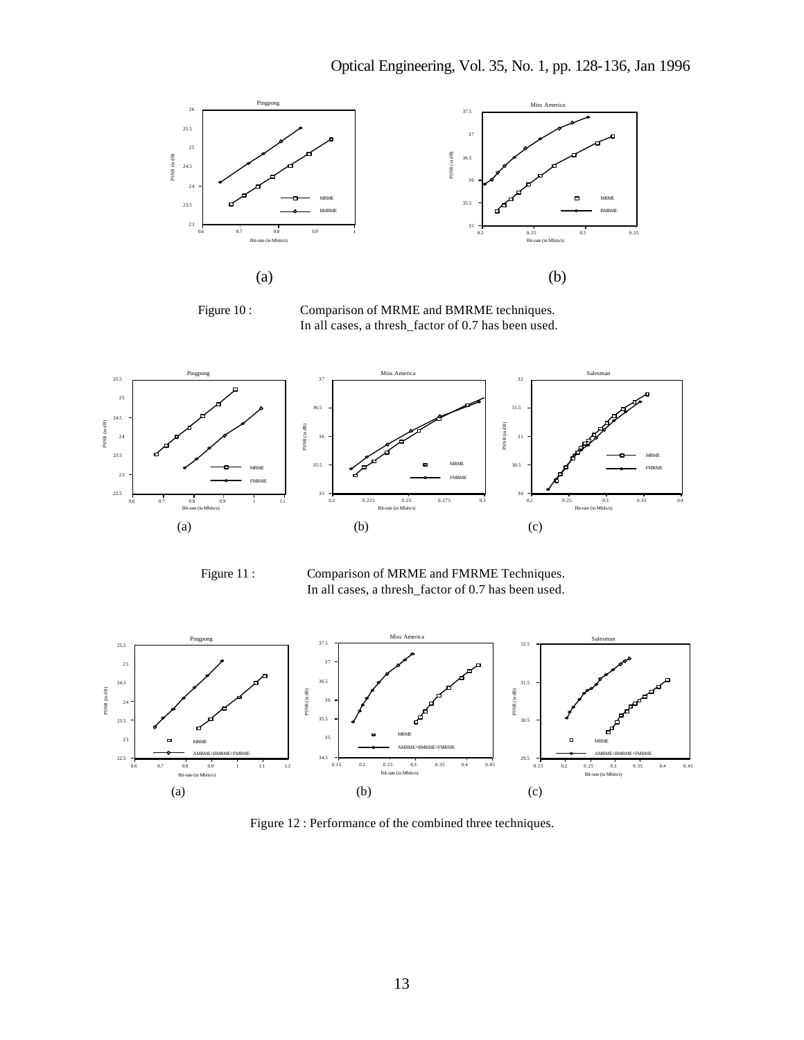Pingpong

26
25.5
25
24.5
24
23.5
23

0.6 0.7 0.8 0.9 1

PSNR (in dB)

Bit-rate (in Mbits/s)

MRME
BMRME

Miss America

37.5
37
36.5
36
35.5
35

0.2 0.25 0.3 0.35

PSNR (in dB)

Bit-rate (in Mbits/s)

MRME
BMRME

(a) (b)

Figure 10 : Comparison of MRME and BMRME techniques. In all cases, a thresh_factor of 0.7 has been used.

Pingpong

25.5
25
24.5
24
23.5
23
22.5

0.6 0.7 0.8 0.9 1 1.1

PSNR (in dB)

Bit-rate (in Mbits/s)

MRME
FMRME

Miss America

37
36.5
36
35.5
35

0.2 0.225 0.25 0.275 0.3

PSNR (in dB)

Bit-rate (in Mbits/s)

MRME
FMRME

Salesman

32
31.5
31
30.5
30

0.2 0.25 0.3 0.35 0.4

PSNR (in dB)

Bit-rate (in Mbits/s)

MRME
FMRME

(a) (b) (c)

Figure 11 : Comparison of MRME and FMRME Techniques. In all cases, a thresh_factor of 0.7 has been used.

Pingpong

25.5
25
24.5
24
23.5
23
22.5

0.6 0.7 0.8 0.9 1 1.1 1.2

PSNR (in dB)

Bit-rate (in Mbits/s)

MRME
AMRME+BMRME+FMRME

Miss America

37.5
37
36.5
36
35.5
35
34.5

0.15 0.2 0.25 0.3 0.35 0.4 0.45

PSNR (in dB)

Bit-rate (in Mbits/s)

MRME
AMRME+BMRME+FMRME

Salesman

32.5
31.5
30.5
29.5

0.15 0.2 0.25 0.3 0.35 0.4 0.45

PSNR (in dB)

Bit-rate (in Mbits/s)

MRME
AMRME+BMRME+FMRME

(a) (b) (c)

Figure 12 : Performance of the combined three techniques.